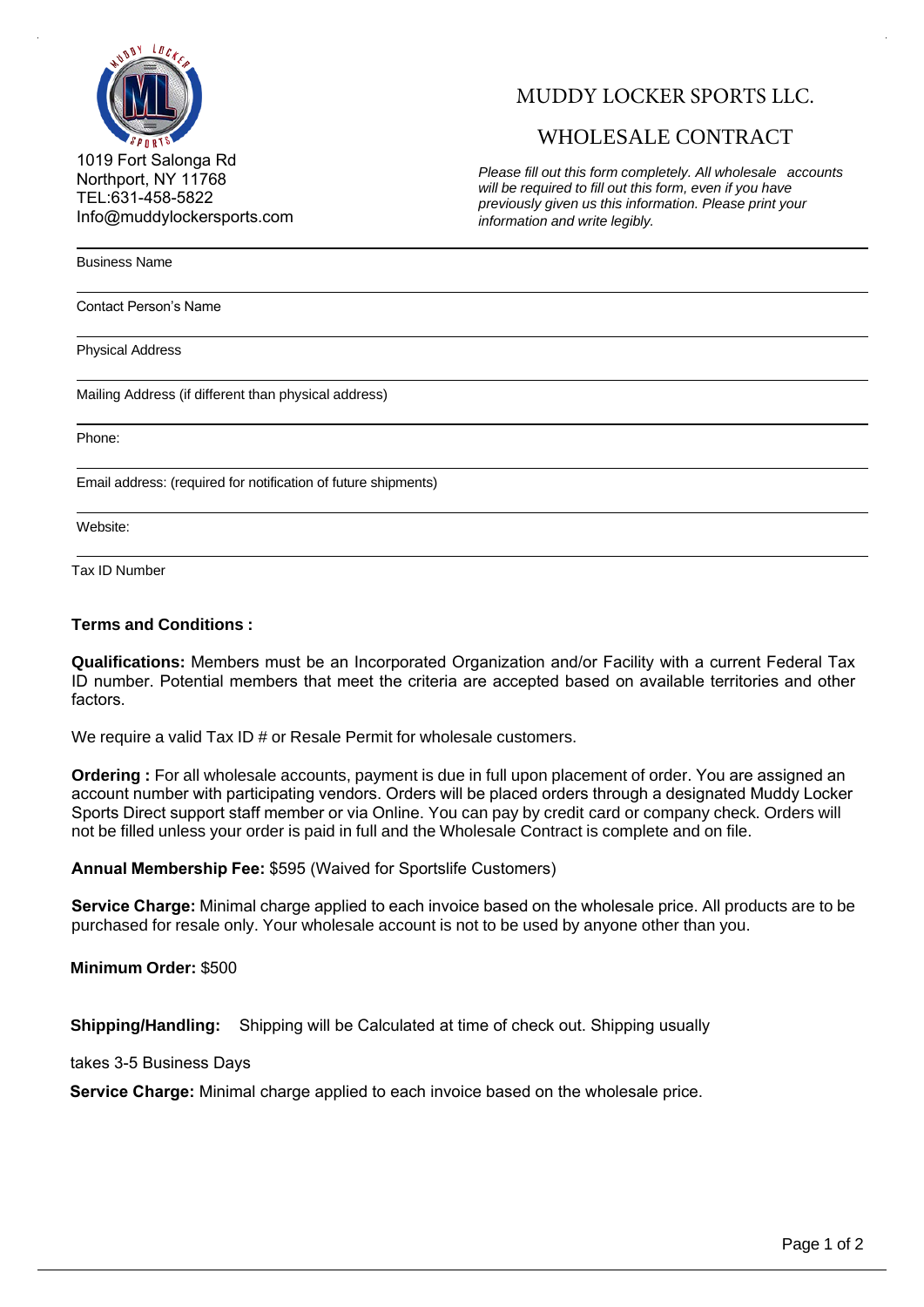1019 Fort Salonga Rd
Northport, NY 11768
TEL:631-458-5822
Info@muddylockersports.com

# MUDDY LOCKER SPORTS LLC.

## WHOLESALE CONTRACT

*Please fill out this form completely. All wholesale accounts will be required to fill out this form, even if you have previously given us this information. Please print your information and write legibly.*

Business Name

Contact Person's Name

Physical Address

Mailing Address (if different than physical address)

Phone:

Email address: (required for notification of future shipments)

Website:

Tax ID Number

**Terms and Conditions :**

**Qualifications:** Members must be an Incorporated Organization and/or Facility with a current Federal Tax ID number. Potential members that meet the criteria are accepted based on available territories and other factors.

We require a valid Tax ID # or Resale Permit for wholesale customers.

**Ordering :** For all wholesale accounts, payment is due in full upon placement of order. You are assigned an account number with participating vendors. Orders will be placed orders through a designated Muddy Locker Sports Direct support staff member or via Online. You can pay by credit card or company check. Orders will not be filled unless your order is paid in full and the Wholesale Contract is complete and on file.

**Annual Membership Fee:** $595 (Waived for Sportslife Customers)

**Service Charge:** Minimal charge applied to each invoice based on the wholesale price. All products are to be purchased for resale only. Your wholesale account is not to be used by anyone other than you.

**Minimum Order:** $500

**Shipping/Handling:** Shipping will be Calculated at time of check out. Shipping usually takes 3-5 Business Days

**Service Charge:** Minimal charge applied to each invoice based on the wholesale price.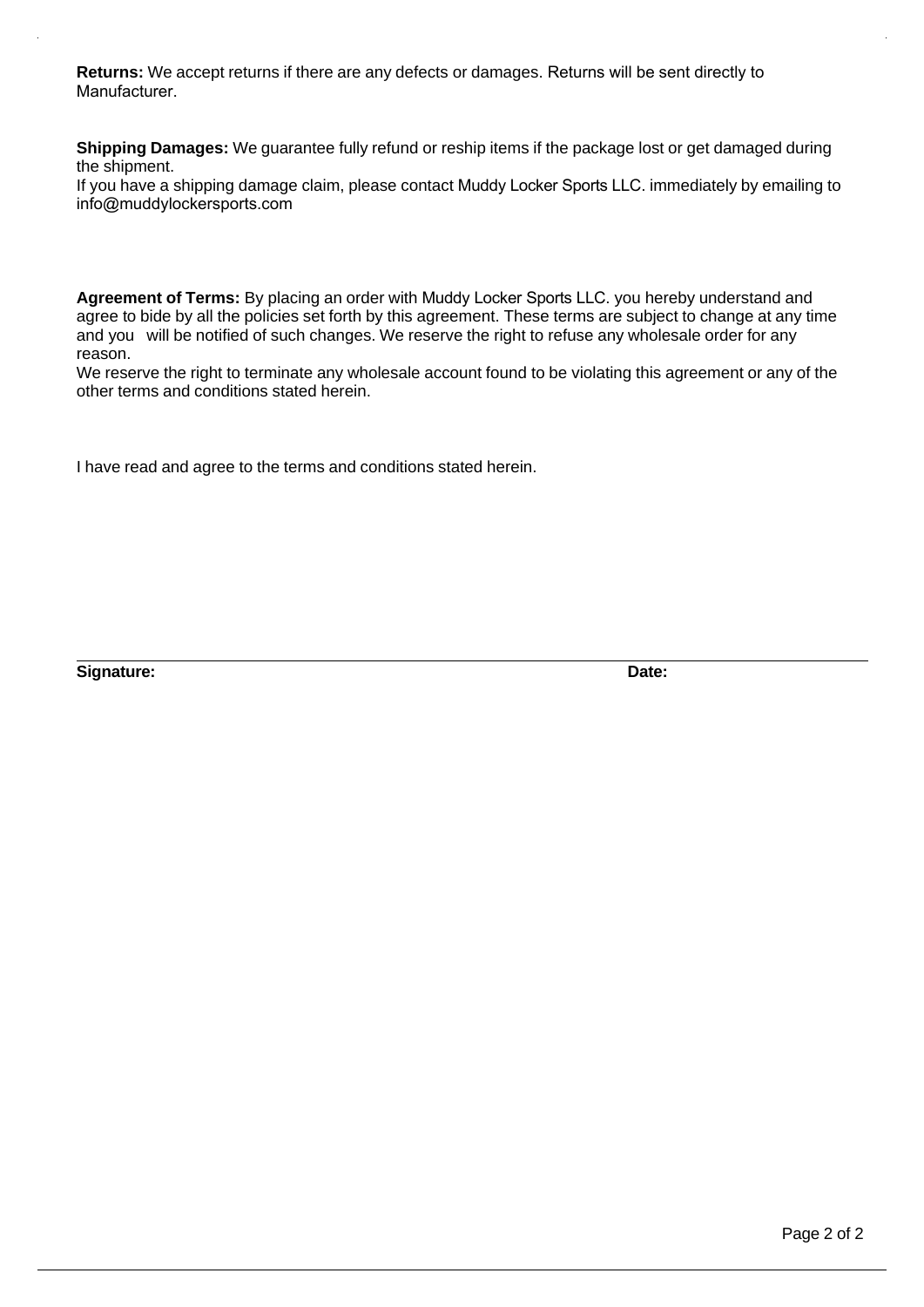**Returns:** We accept returns if there are any defects or damages. Returns will be sent directly to Manufacturer.

**Shipping Damages:** We guarantee fully refund or reship items if the package lost or get damaged during the shipment.
If you have a shipping damage claim, please contact Muddy Locker Sports LLC. immediately by emailing to info@muddylockersports.com

**Agreement of Terms:** By placing an order with Muddy Locker Sports LLC. you hereby understand and agree to bide by all the policies set forth by this agreement. These terms are subject to change at any time and you will be notified of such changes. We reserve the right to refuse any wholesale order for any reason.
We reserve the right to terminate any wholesale account found to be violating this agreement or any of the other terms and conditions stated herein.

I have read and agree to the terms and conditions stated herein.

**Signature:** **Date:**